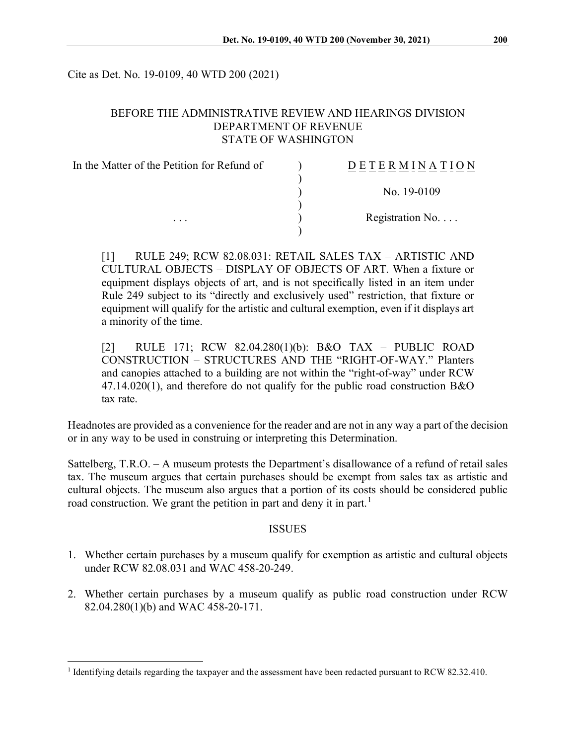Cite as Det. No. 19-0109, 40 WTD 200 (2021)

BEFORE THE ADMINISTRATIVE REVIEW AND HEARINGS DIVISION
DEPARTMENT OF REVENUE
STATE OF WASHINGTON

| In the Matter of the Petition for Refund of | ) | D E T E R M I N A T I O N |
|---|---|---|
| | ) | |
| | ) | No. 19-0109 |
| | ) | |
| . . . | ) | Registration No. . . . |
| | ) | |

[1] RULE 249; RCW 82.08.031: RETAIL SALES TAX – ARTISTIC AND CULTURAL OBJECTS – DISPLAY OF OBJECTS OF ART. When a fixture or equipment displays objects of art, and is not specifically listed in an item under Rule 249 subject to its "directly and exclusively used" restriction, that fixture or equipment will qualify for the artistic and cultural exemption, even if it displays art a minority of the time.

[2] RULE 171; RCW 82.04.280(1)(b): B&O TAX – PUBLIC ROAD CONSTRUCTION – STRUCTURES AND THE "RIGHT-OF-WAY." Planters and canopies attached to a building are not within the "right-of-way" under RCW 47.14.020(1), and therefore do not qualify for the public road construction B&O tax rate.

Headnotes are provided as a convenience for the reader and are not in any way a part of the decision or in any way to be used in construing or interpreting this Determination.

Sattelberg, T.R.O. – A museum protests the Department's disallowance of a refund of retail sales tax. The museum argues that certain purchases should be exempt from sales tax as artistic and cultural objects. The museum also argues that a portion of its costs should be considered public road construction. We grant the petition in part and deny it in part.[1]

## ISSUES

1. Whether certain purchases by a museum qualify for exemption as artistic and cultural objects under RCW 82.08.031 and WAC 458-20-249.
2. Whether certain purchases by a museum qualify as public road construction under RCW 82.04.280(1)(b) and WAC 458-20-171.

[1] Identifying details regarding the taxpayer and the assessment have been redacted pursuant to RCW 82.32.410.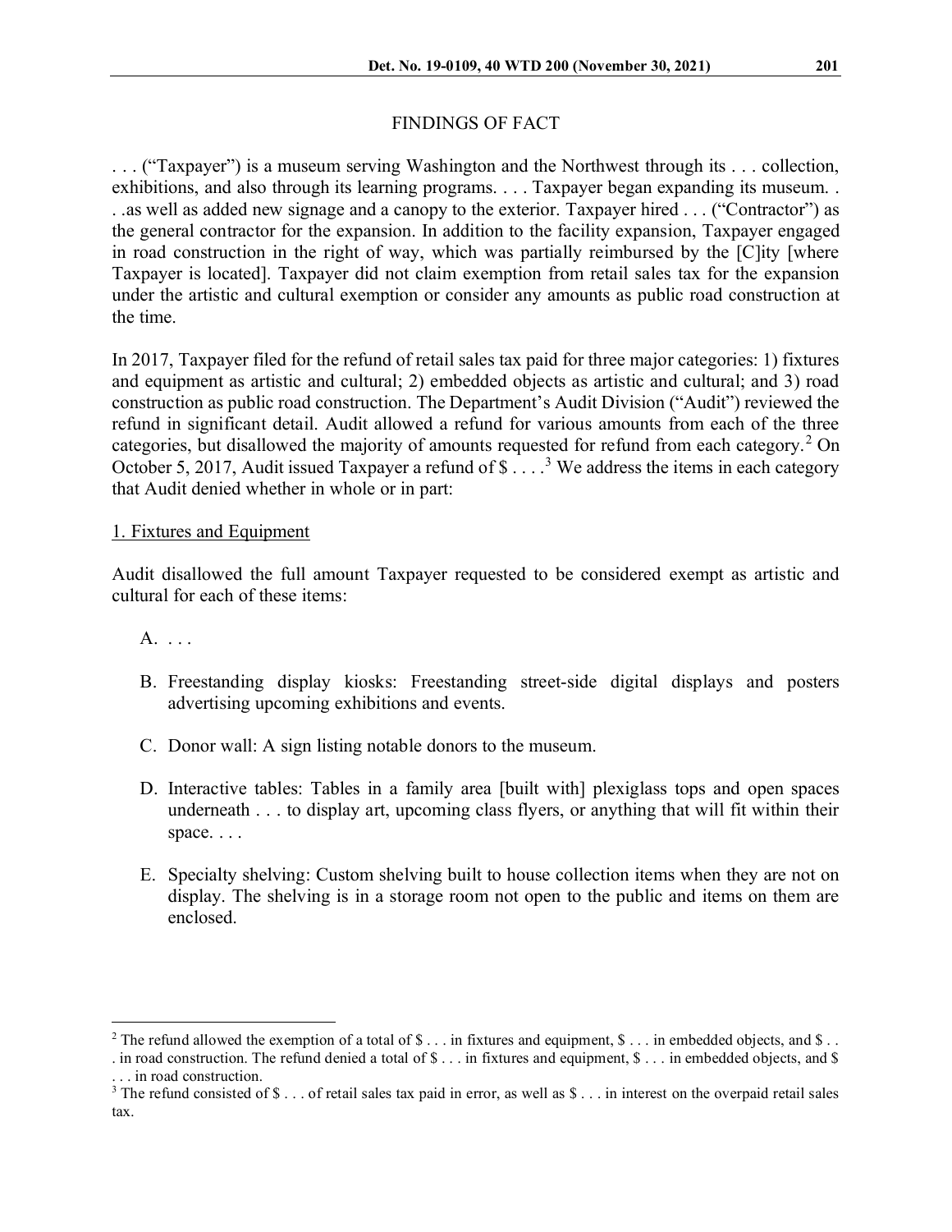## FINDINGS OF FACT

. . . ("Taxpayer") is a museum serving Washington and the Northwest through its . . . collection, exhibitions, and also through its learning programs. . . . Taxpayer began expanding its museum. . . .as well as added new signage and a canopy to the exterior. Taxpayer hired . . . ("Contractor") as the general contractor for the expansion. In addition to the facility expansion, Taxpayer engaged in road construction in the right of way, which was partially reimbursed by the [C]ity [where Taxpayer is located]. Taxpayer did not claim exemption from retail sales tax for the expansion under the artistic and cultural exemption or consider any amounts as public road construction at the time.

In 2017, Taxpayer filed for the refund of retail sales tax paid for three major categories: 1) fixtures and equipment as artistic and cultural; 2) embedded objects as artistic and cultural; and 3) road construction as public road construction. The Department's Audit Division ("Audit") reviewed the refund in significant detail. Audit allowed a refund for various amounts from each of the three categories, but disallowed the majority of amounts requested for refund from each category.[2] On October 5, 2017, Audit issued Taxpayer a refund of $ . . . .[3] We address the items in each category that Audit denied whether in whole or in part:

1. Fixtures and Equipment

Audit disallowed the full amount Taxpayer requested to be considered exempt as artistic and cultural for each of these items:

A. . . .

B. Freestanding display kiosks: Freestanding street-side digital displays and posters advertising upcoming exhibitions and events.

C. Donor wall: A sign listing notable donors to the museum.

D. Interactive tables: Tables in a family area [built with] plexiglass tops and open spaces underneath . . . to display art, upcoming class flyers, or anything that will fit within their space. . . .

E. Specialty shelving: Custom shelving built to house collection items when they are not on display. The shelving is in a storage room not open to the public and items on them are enclosed.

---

[2] The refund allowed the exemption of a total of $ . . . in fixtures and equipment, $ . . . in embedded objects, and $ . . . in road construction. The refund denied a total of $ . . . in fixtures and equipment, $ . . . in embedded objects, and $ . . . in road construction.

[3] The refund consisted of $ . . . of retail sales tax paid in error, as well as $ . . . in interest on the overpaid retail sales tax.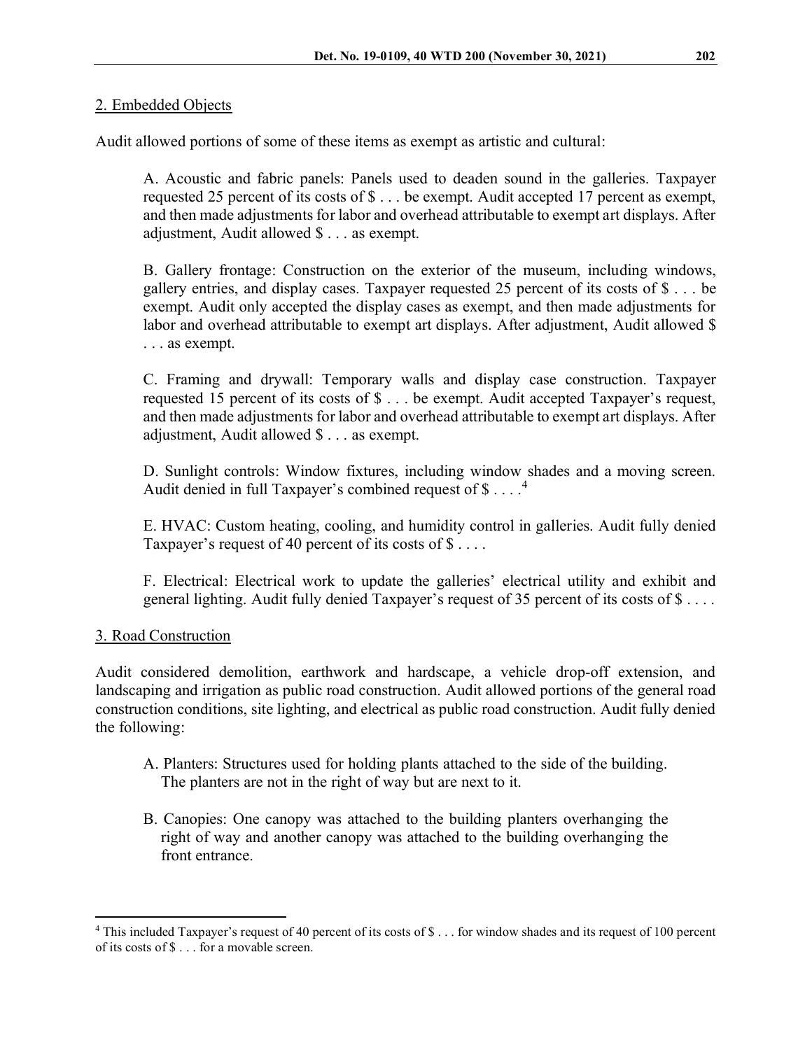2. Embedded Objects

Audit allowed portions of some of these items as exempt as artistic and cultural:

> A. Acoustic and fabric panels: Panels used to deaden sound in the galleries. Taxpayer requested 25 percent of its costs of $ . . . be exempt. Audit accepted 17 percent as exempt, and then made adjustments for labor and overhead attributable to exempt art displays. After adjustment, Audit allowed $ . . . as exempt.
>
> B. Gallery frontage: Construction on the exterior of the museum, including windows, gallery entries, and display cases. Taxpayer requested 25 percent of its costs of $ . . . be exempt. Audit only accepted the display cases as exempt, and then made adjustments for labor and overhead attributable to exempt art displays. After adjustment, Audit allowed $ . . . as exempt.
>
> C. Framing and drywall: Temporary walls and display case construction. Taxpayer requested 15 percent of its costs of $ . . . be exempt. Audit accepted Taxpayer's request, and then made adjustments for labor and overhead attributable to exempt art displays. After adjustment, Audit allowed $ . . . as exempt.
>
> D. Sunlight controls: Window fixtures, including window shades and a moving screen. Audit denied in full Taxpayer's combined request of $ . . . .[4]
>
> E. HVAC: Custom heating, cooling, and humidity control in galleries. Audit fully denied Taxpayer's request of 40 percent of its costs of $ . . . .
>
> F. Electrical: Electrical work to update the galleries' electrical utility and exhibit and general lighting. Audit fully denied Taxpayer's request of 35 percent of its costs of $ . . . .

3. Road Construction

Audit considered demolition, earthwork and hardscape, a vehicle drop-off extension, and landscaping and irrigation as public road construction. Audit allowed portions of the general road construction conditions, site lighting, and electrical as public road construction. Audit fully denied the following:

> A. Planters: Structures used for holding plants attached to the side of the building. The planters are not in the right of way but are next to it.
>
> B. Canopies: One canopy was attached to the building planters overhanging the right of way and another canopy was attached to the building overhanging the front entrance.

---

[4] This included Taxpayer's request of 40 percent of its costs of $ . . . for window shades and its request of 100 percent of its costs of $ . . . for a movable screen.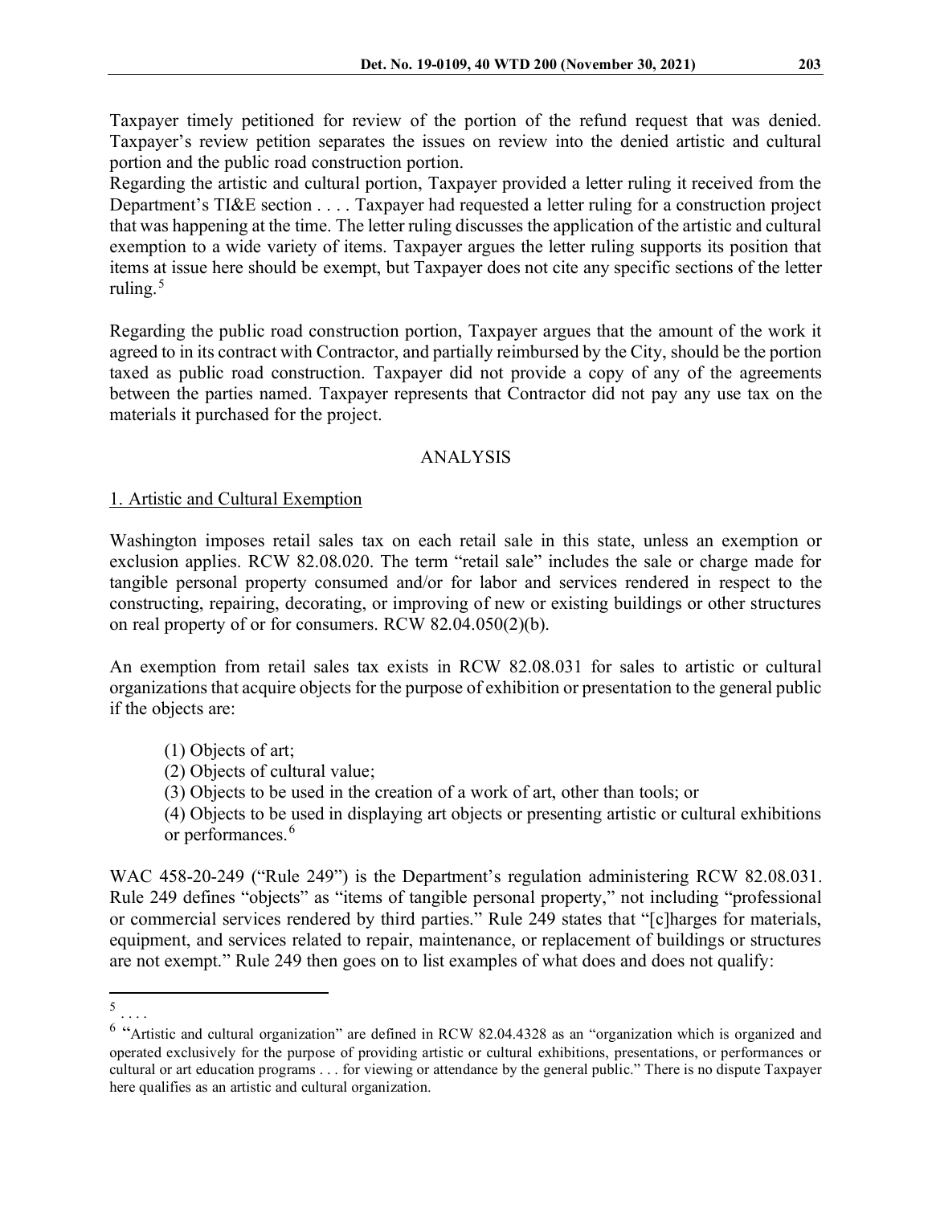Taxpayer timely petitioned for review of the portion of the refund request that was denied. Taxpayer's review petition separates the issues on review into the denied artistic and cultural portion and the public road construction portion.

Regarding the artistic and cultural portion, Taxpayer provided a letter ruling it received from the Department's TI&E section . . . . Taxpayer had requested a letter ruling for a construction project that was happening at the time. The letter ruling discusses the application of the artistic and cultural exemption to a wide variety of items. Taxpayer argues the letter ruling supports its position that items at issue here should be exempt, but Taxpayer does not cite any specific sections of the letter ruling.[5]

Regarding the public road construction portion, Taxpayer argues that the amount of the work it agreed to in its contract with Contractor, and partially reimbursed by the City, should be the portion taxed as public road construction. Taxpayer did not provide a copy of any of the agreements between the parties named. Taxpayer represents that Contractor did not pay any use tax on the materials it purchased for the project.

## ANALYSIS

### 1. Artistic and Cultural Exemption

Washington imposes retail sales tax on each retail sale in this state, unless an exemption or exclusion applies. RCW 82.08.020. The term "retail sale" includes the sale or charge made for tangible personal property consumed and/or for labor and services rendered in respect to the constructing, repairing, decorating, or improving of new or existing buildings or other structures on real property of or for consumers. RCW 82.04.050(2)(b).

An exemption from retail sales tax exists in RCW 82.08.031 for sales to artistic or cultural organizations that acquire objects for the purpose of exhibition or presentation to the general public if the objects are:

> (1) Objects of art;
> (2) Objects of cultural value;
> (3) Objects to be used in the creation of a work of art, other than tools; or
> (4) Objects to be used in displaying art objects or presenting artistic or cultural exhibitions or performances.[6]

WAC 458-20-249 ("Rule 249") is the Department's regulation administering RCW 82.08.031. Rule 249 defines "objects" as "items of tangible personal property," not including "professional or commercial services rendered by third parties." Rule 249 states that "[c]harges for materials, equipment, and services related to repair, maintenance, or replacement of buildings or structures are not exempt." Rule 249 then goes on to list examples of what does and does not qualify:

---

[5] . . . .

[6] "Artistic and cultural organization" are defined in RCW 82.04.4328 as an "organization which is organized and operated exclusively for the purpose of providing artistic or cultural exhibitions, presentations, or performances or cultural or art education programs . . . for viewing or attendance by the general public." There is no dispute Taxpayer here qualifies as an artistic and cultural organization.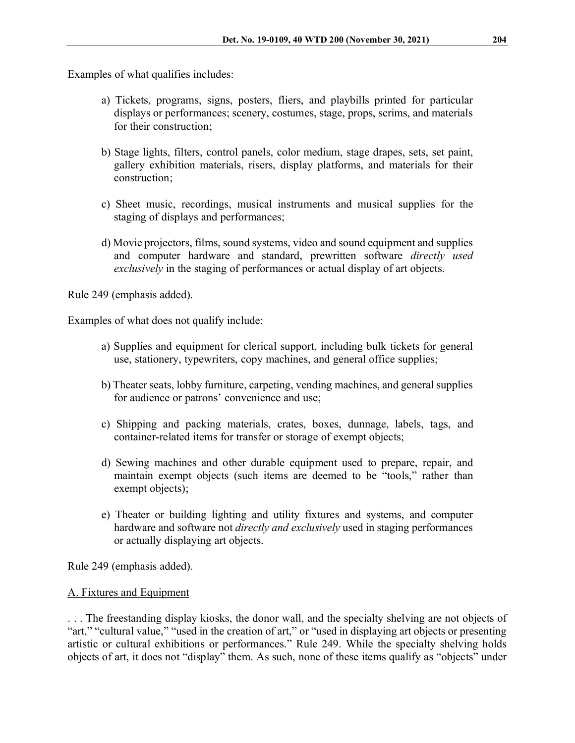Examples of what qualifies includes:

> a) Tickets, programs, signs, posters, fliers, and playbills printed for particular displays or performances; scenery, costumes, stage, props, scrims, and materials for their construction;
>
> b) Stage lights, filters, control panels, color medium, stage drapes, sets, set paint, gallery exhibition materials, risers, display platforms, and materials for their construction;
>
> c) Sheet music, recordings, musical instruments and musical supplies for the staging of displays and performances;
>
> d) Movie projectors, films, sound systems, video and sound equipment and supplies and computer hardware and standard, prewritten software *directly used exclusively* in the staging of performances or actual display of art objects.

Rule 249 (emphasis added).

Examples of what does not qualify include:

> a) Supplies and equipment for clerical support, including bulk tickets for general use, stationery, typewriters, copy machines, and general office supplies;
>
> b) Theater seats, lobby furniture, carpeting, vending machines, and general supplies for audience or patrons' convenience and use;
>
> c) Shipping and packing materials, crates, boxes, dunnage, labels, tags, and container-related items for transfer or storage of exempt objects;
>
> d) Sewing machines and other durable equipment used to prepare, repair, and maintain exempt objects (such items are deemed to be "tools," rather than exempt objects);
>
> e) Theater or building lighting and utility fixtures and systems, and computer hardware and software not *directly and exclusively* used in staging performances or actually displaying art objects.

Rule 249 (emphasis added).

<u>A. Fixtures and Equipment</u>

. . . The freestanding display kiosks, the donor wall, and the specialty shelving are not objects of "art," "cultural value," "used in the creation of art," or "used in displaying art objects or presenting artistic or cultural exhibitions or performances." Rule 249. While the specialty shelving holds objects of art, it does not "display" them. As such, none of these items qualify as "objects" under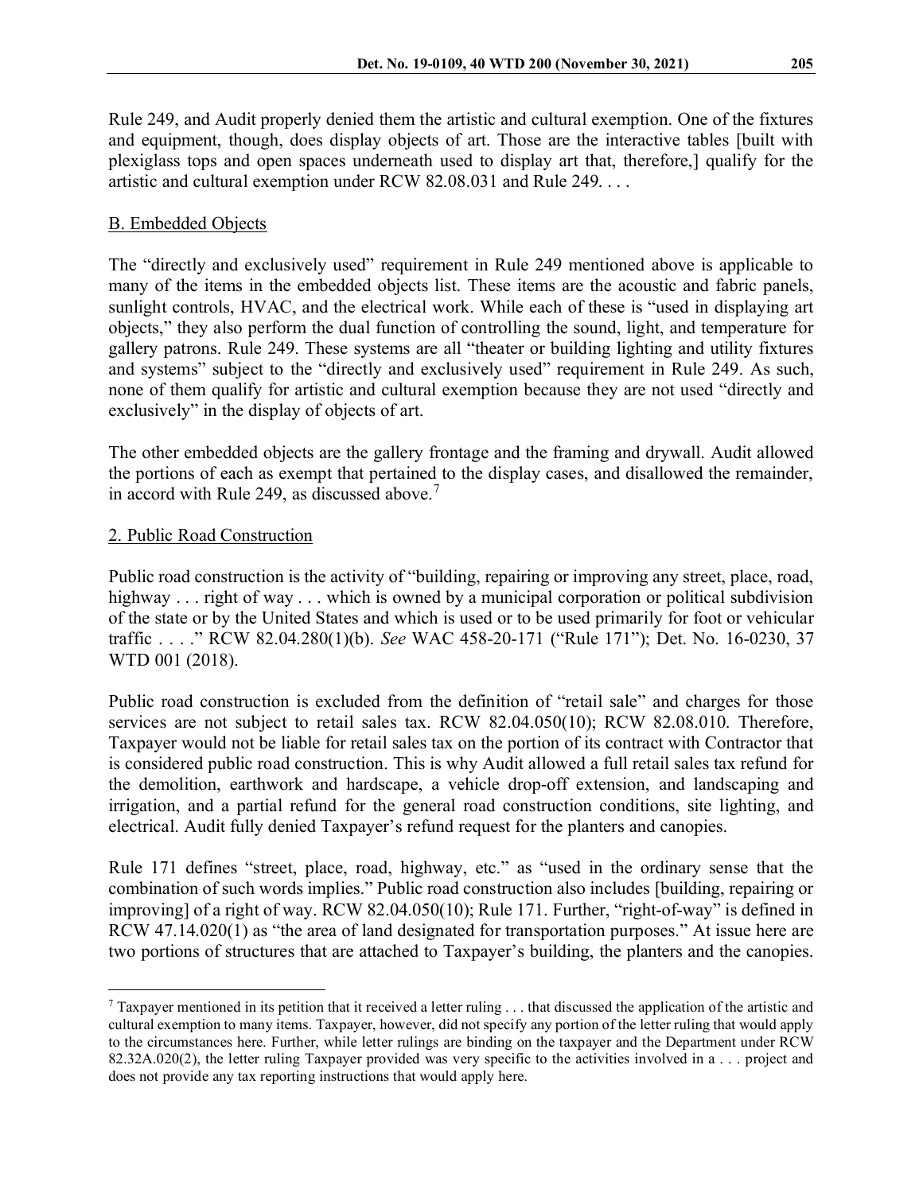Rule 249, and Audit properly denied them the artistic and cultural exemption. One of the fixtures and equipment, though, does display objects of art. Those are the interactive tables [built with plexiglass tops and open spaces underneath used to display art that, therefore,] qualify for the artistic and cultural exemption under RCW 82.08.031 and Rule 249. . . .

B. Embedded Objects

The "directly and exclusively used" requirement in Rule 249 mentioned above is applicable to many of the items in the embedded objects list. These items are the acoustic and fabric panels, sunlight controls, HVAC, and the electrical work. While each of these is "used in displaying art objects," they also perform the dual function of controlling the sound, light, and temperature for gallery patrons. Rule 249. These systems are all "theater or building lighting and utility fixtures and systems" subject to the "directly and exclusively used" requirement in Rule 249. As such, none of them qualify for artistic and cultural exemption because they are not used "directly and exclusively" in the display of objects of art.

The other embedded objects are the gallery frontage and the framing and drywall. Audit allowed the portions of each as exempt that pertained to the display cases, and disallowed the remainder, in accord with Rule 249, as discussed above.[7]

2. Public Road Construction

Public road construction is the activity of "building, repairing or improving any street, place, road, highway . . . right of way . . . which is owned by a municipal corporation or political subdivision of the state or by the United States and which is used or to be used primarily for foot or vehicular traffic . . . ." RCW 82.04.280(1)(b). *See* WAC 458-20-171 ("Rule 171"); Det. No. 16-0230, 37 WTD 001 (2018).

Public road construction is excluded from the definition of "retail sale" and charges for those services are not subject to retail sales tax. RCW 82.04.050(10); RCW 82.08.010. Therefore, Taxpayer would not be liable for retail sales tax on the portion of its contract with Contractor that is considered public road construction. This is why Audit allowed a full retail sales tax refund for the demolition, earthwork and hardscape, a vehicle drop-off extension, and landscaping and irrigation, and a partial refund for the general road construction conditions, site lighting, and electrical. Audit fully denied Taxpayer's refund request for the planters and canopies.

Rule 171 defines "street, place, road, highway, etc." as "used in the ordinary sense that the combination of such words implies." Public road construction also includes [building, repairing or improving] of a right of way. RCW 82.04.050(10); Rule 171. Further, "right-of-way" is defined in RCW 47.14.020(1) as "the area of land designated for transportation purposes." At issue here are two portions of structures that are attached to Taxpayer's building, the planters and the canopies.

[7] Taxpayer mentioned in its petition that it received a letter ruling . . . that discussed the application of the artistic and cultural exemption to many items. Taxpayer, however, did not specify any portion of the letter ruling that would apply to the circumstances here. Further, while letter rulings are binding on the taxpayer and the Department under RCW 82.32A.020(2), the letter ruling Taxpayer provided was very specific to the activities involved in a . . . project and does not provide any tax reporting instructions that would apply here.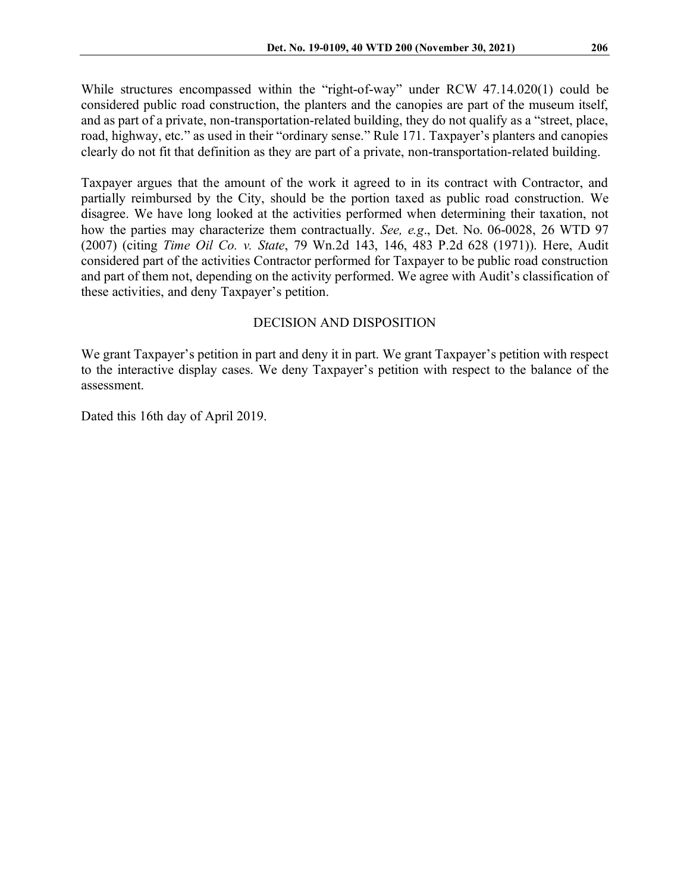While structures encompassed within the "right-of-way" under RCW 47.14.020(1) could be considered public road construction, the planters and the canopies are part of the museum itself, and as part of a private, non-transportation-related building, they do not qualify as a "street, place, road, highway, etc." as used in their "ordinary sense." Rule 171. Taxpayer's planters and canopies clearly do not fit that definition as they are part of a private, non-transportation-related building.

Taxpayer argues that the amount of the work it agreed to in its contract with Contractor, and partially reimbursed by the City, should be the portion taxed as public road construction. We disagree. We have long looked at the activities performed when determining their taxation, not how the parties may characterize them contractually. *See, e.g*., Det. No. 06-0028, 26 WTD 97 (2007) (citing *Time Oil Co. v. State*, 79 Wn.2d 143, 146, 483 P.2d 628 (1971)). Here, Audit considered part of the activities Contractor performed for Taxpayer to be public road construction and part of them not, depending on the activity performed. We agree with Audit's classification of these activities, and deny Taxpayer's petition.

## DECISION AND DISPOSITION

We grant Taxpayer's petition in part and deny it in part. We grant Taxpayer's petition with respect to the interactive display cases. We deny Taxpayer's petition with respect to the balance of the assessment.

Dated this 16th day of April 2019.